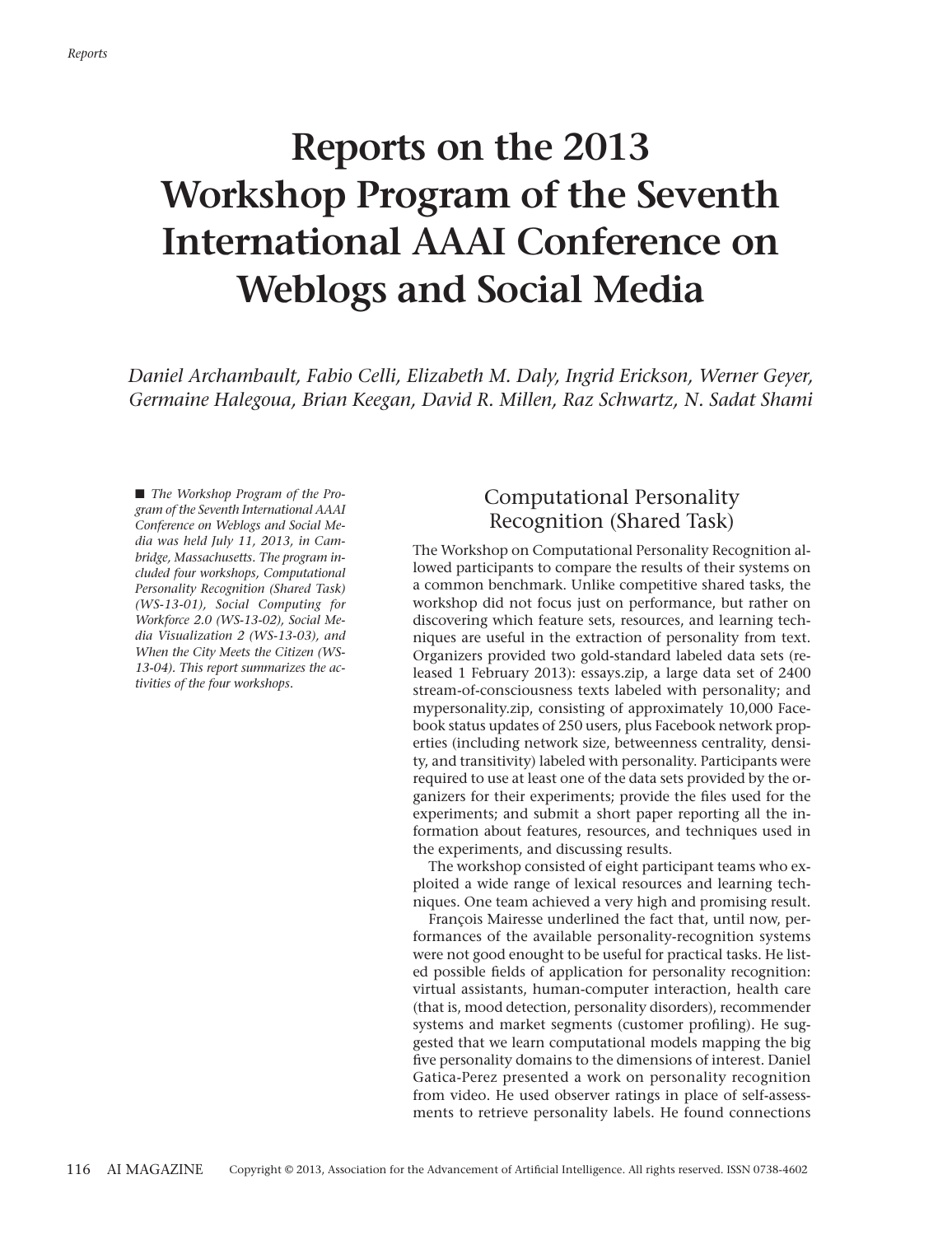# Reports on the 2013 Workshop Program of the Seventh International AAAI Conference on Weblogs and Social Media

*Daniel Archambault, Fabio Celli, Elizabeth M. Daly, Ingrid Erickson, Werner Geyer, Germaine Halegoua, Brian Keegan, David R. Millen, Raz Schwartz, N. Sadat Shami*

■ *The Workshop Program of the Program of the Seventh International AAAI Conference on Weblogs and Social Media was held July 11, 2013, in Cambridge, Massachusetts. The program included four workshops, Computational Personality Recognition (Shared Task) (WS-13-01), Social Computing for Workforce 2.0 (WS-13-02), Social Media Visualization 2 (WS-13-03), and When the City Meets the Citizen (WS-13-04). This report summarizes the activities of the four workshops.*

## Computational Personality Recognition (Shared Task)

The Workshop on Computational Personality Recognition allowed participants to compare the results of their systems on a common benchmark. Unlike competitive shared tasks, the workshop did not focus just on performance, but rather on discovering which feature sets, resources, and learning techniques are useful in the extraction of personality from text. Organizers provided two gold-standard labeled data sets (released 1 February 2013): essays.zip, a large data set of 2400 stream-of-consciousness texts labeled with personality; and mypersonality.zip, consisting of approximately 10,000 Facebook status updates of 250 users, plus Facebook network properties (including network size, betweenness centrality, density, and transitivity) labeled with personality. Participants were required to use at least one of the data sets provided by the organizers for their experiments; provide the files used for the experiments; and submit a short paper reporting all the information about features, resources, and techniques used in the experiments, and discussing results.

The workshop consisted of eight participant teams who exploited a wide range of lexical resources and learning techniques. One team achieved a very high and promising result.

François Mairesse underlined the fact that, until now, performances of the available personality-recognition systems were not good enought to be useful for practical tasks. He listed possible fields of application for personality recognition: virtual assistants, human-computer interaction, health care (that is, mood detection, personality disorders), recommender systems and market segments (customer profiling). He suggested that we learn computational models mapping the big five personality domains to the dimensions of interest. Daniel Gatica-Perez presented a work on personality recognition from video. He used observer ratings in place of self-assessments to retrieve personality labels. He found connections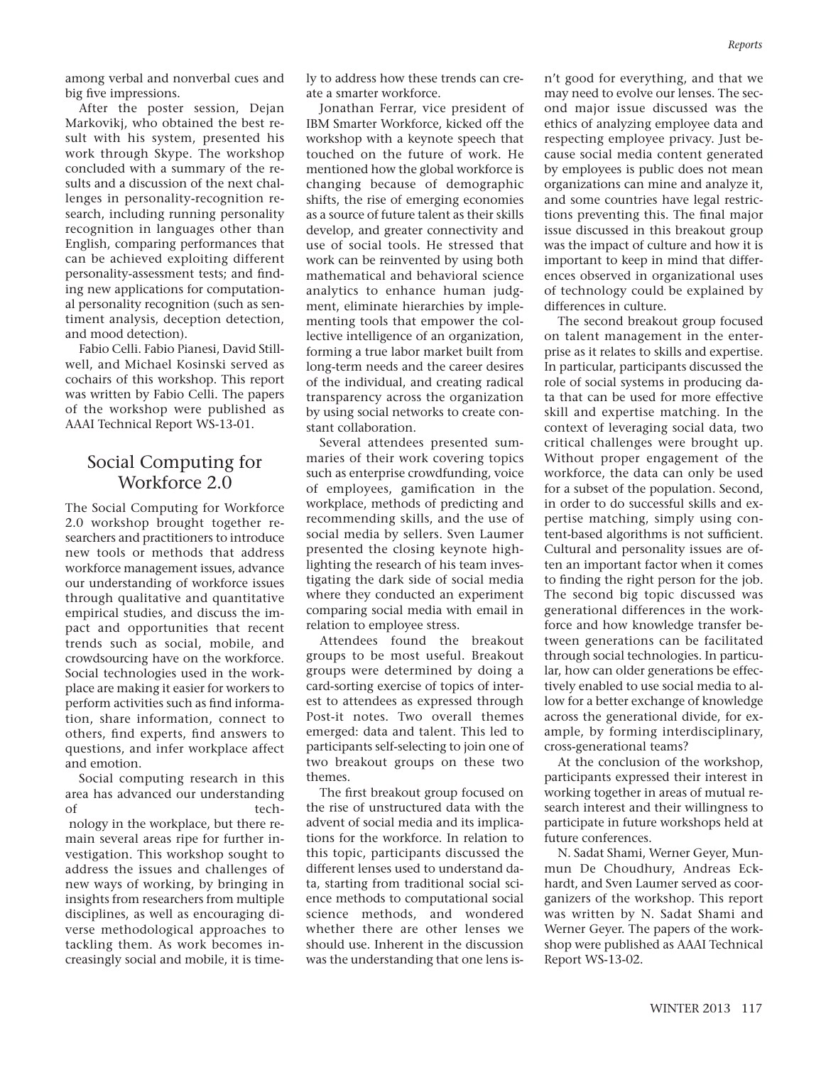among verbal and nonverbal cues and big five impressions.

After the poster session, Dejan Markovikj, who obtained the best result with his system, presented his work through Skype. The workshop concluded with a summary of the results and a discussion of the next challenges in personality-recognition research, including running personality recognition in languages other than English, comparing performances that can be achieved exploiting different personality-assessment tests; and finding new applications for computational personality recognition (such as sentiment analysis, deception detection, and mood detection).

Fabio Celli. Fabio Pianesi, David Stillwell, and Michael Kosinski served as cochairs of this workshop. This report was written by Fabio Celli. The papers of the workshop were published as AAAI Technical Report WS-13-01.

## Social Computing for Workforce 2.0

The Social Computing for Workforce 2.0 workshop brought together researchers and practitioners to introduce new tools or methods that address workforce management issues, advance our understanding of workforce issues through qualitative and quantitative empirical studies, and discuss the impact and opportunities that recent trends such as social, mobile, and crowdsourcing have on the workforce. Social technologies used in the workplace are making it easier for workers to perform activities such as find information, share information, connect to others, find experts, find answers to questions, and infer workplace affect and emotion.

Social computing research in this area has advanced our understanding of technology in the workplace, but there remain several areas ripe for further investigation. This workshop sought to address the issues and challenges of new ways of working, by bringing in insights from researchers from multiple disciplines, as well as encouraging diverse methodological approaches to tackling them. As work becomes increasingly social and mobile, it is timely to address how these trends can create a smarter workforce.

Jonathan Ferrar, vice president of IBM Smarter Workforce, kicked off the workshop with a keynote speech that touched on the future of work. He mentioned how the global workforce is changing because of demographic shifts, the rise of emerging economies as a source of future talent as their skills develop, and greater connectivity and use of social tools. He stressed that work can be reinvented by using both mathematical and behavioral science analytics to enhance human judgment, eliminate hierarchies by implementing tools that empower the collective intelligence of an organization, forming a true labor market built from long-term needs and the career desires of the individual, and creating radical transparency across the organization by using social networks to create constant collaboration.

Several attendees presented summaries of their work covering topics such as enterprise crowdfunding, voice of employees, gamification in the workplace, methods of predicting and recommending skills, and the use of social media by sellers. Sven Laumer presented the closing keynote highlighting the research of his team investigating the dark side of social media where they conducted an experiment comparing social media with email in relation to employee stress.

Attendees found the breakout groups to be most useful. Breakout groups were determined by doing a card-sorting exercise of topics of interest to attendees as expressed through Post-it notes. Two overall themes emerged: data and talent. This led to participants self-selecting to join one of two breakout groups on these two themes.

The first breakout group focused on the rise of unstructured data with the advent of social media and its implications for the workforce. In relation to this topic, participants discussed the different lenses used to understand data, starting from traditional social science methods to computational social science methods, and wondered whether there are other lenses we should use. Inherent in the discussion was the understanding that one lens isn't good for everything, and that we may need to evolve our lenses. The second major issue discussed was the ethics of analyzing employee data and respecting employee privacy. Just because social media content generated by employees is public does not mean organizations can mine and analyze it, and some countries have legal restrictions preventing this. The final major issue discussed in this breakout group was the impact of culture and how it is important to keep in mind that differences observed in organizational uses of technology could be explained by differences in culture.

The second breakout group focused on talent management in the enterprise as it relates to skills and expertise. In particular, participants discussed the role of social systems in producing data that can be used for more effective skill and expertise matching. In the context of leveraging social data, two critical challenges were brought up. Without proper engagement of the workforce, the data can only be used for a subset of the population. Second, in order to do successful skills and expertise matching, simply using content-based algorithms is not sufficient. Cultural and personality issues are often an important factor when it comes to finding the right person for the job. The second big topic discussed was generational differences in the workforce and how knowledge transfer between generations can be facilitated through social technologies. In particular, how can older generations be effectively enabled to use social media to allow for a better exchange of knowledge across the generational divide, for example, by forming interdisciplinary, cross-generational teams?

At the conclusion of the workshop, participants expressed their interest in working together in areas of mutual research interest and their willingness to participate in future workshops held at future conferences.

N. Sadat Shami, Werner Geyer, Munmun De Choudhury, Andreas Eckhardt, and Sven Laumer served as coorganizers of the workshop. This report was written by N. Sadat Shami and Werner Geyer. The papers of the workshop were published as AAAI Technical Report WS-13-02.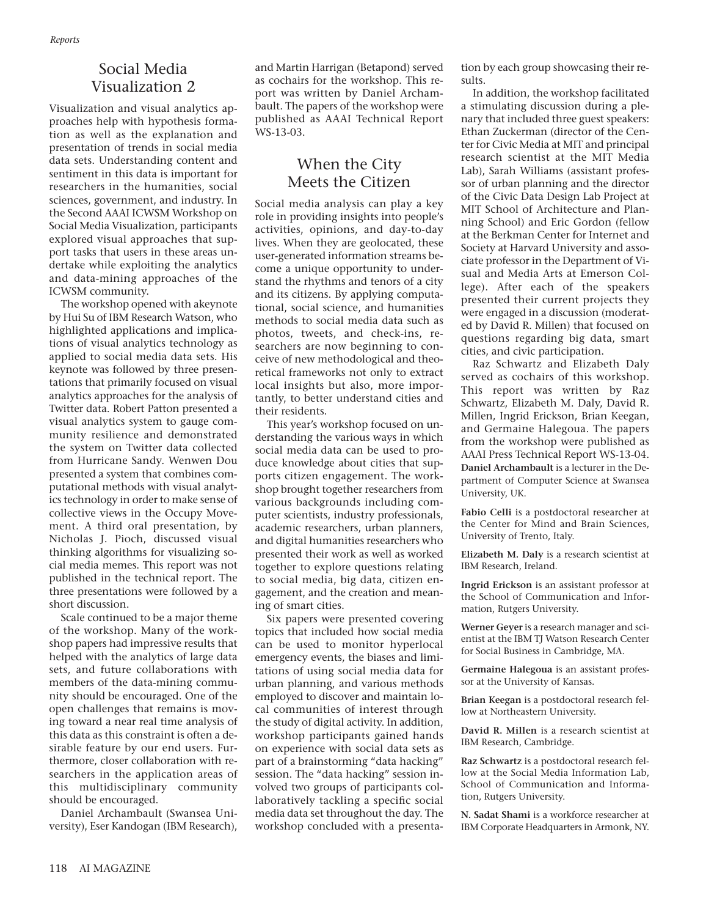## Social Media Visualization 2

Visualization and visual analytics approaches help with hypothesis formation as well as the explanation and presentation of trends in social media data sets. Understanding content and sentiment in this data is important for researchers in the humanities, social sciences, government, and industry. In the Second AAAI ICWSM Workshop on Social Media Visualization, participants explored visual approaches that support tasks that users in these areas undertake while exploiting the analytics and data-mining approaches of the ICWSM community.

The workshop opened with akeynote by Hui Su of IBM Research Watson, who highlighted applications and implications of visual analytics technology as applied to social media data sets. His keynote was followed by three presentations that primarily focused on visual analytics approaches for the analysis of Twitter data. Robert Patton presented a visual analytics system to gauge community resilience and demonstrated the system on Twitter data collected from Hurricane Sandy. Wenwen Dou presented a system that combines computational methods with visual analytics technology in order to make sense of collective views in the Occupy Movement. A third oral presentation, by Nicholas J. Pioch, discussed visual thinking algorithms for visualizing social media memes. This report was not published in the technical report. The three presentations were followed by a short discussion.

Scale continued to be a major theme of the workshop. Many of the workshop papers had impressive results that helped with the analytics of large data sets, and future collaborations with members of the data-mining community should be encouraged. One of the open challenges that remains is moving toward a near real time analysis of this data as this constraint is often a desirable feature by our end users. Furthermore, closer collaboration with researchers in the application areas of this multidisciplinary community should be encouraged.

Daniel Archambault (Swansea University), Eser Kandogan (IBM Research), and Martin Harrigan (Betapond) served as cochairs for the workshop. This report was written by Daniel Archambault. The papers of the workshop were published as AAAI Technical Report WS-13-03.

## When the City Meets the Citizen

Social media analysis can play a key role in providing insights into people's activities, opinions, and day-to-day lives. When they are geolocated, these user-generated information streams become a unique opportunity to understand the rhythms and tenors of a city and its citizens. By applying computational, social science, and humanities methods to social media data such as photos, tweets, and check-ins, researchers are now beginning to conceive of new methodological and theoretical frameworks not only to extract local insights but also, more importantly, to better understand cities and their residents.

This year's workshop focused on understanding the various ways in which social media data can be used to produce knowledge about cities that supports citizen engagement. The workshop brought together researchers from various backgrounds including computer scientists, industry professionals, academic researchers, urban planners, and digital humanities researchers who presented their work as well as worked together to explore questions relating to social media, big data, citizen engagement, and the creation and meaning of smart cities.

Six papers were presented covering topics that included how social media can be used to monitor hyperlocal emergency events, the biases and limitations of using social media data for urban planning, and various methods employed to discover and maintain local communities of interest through the study of digital activity. In addition, workshop participants gained hands on experience with social data sets as part of a brainstorming "data hacking" session. The "data hacking" session involved two groups of participants collaboratively tackling a specific social media data set throughout the day. The workshop concluded with a presentation by each group showcasing their results.

In addition, the workshop facilitated a stimulating discussion during a plenary that included three guest speakers: Ethan Zuckerman (director of the Center for Civic Media at MIT and principal research scientist at the MIT Media Lab), Sarah Williams (assistant professor of urban planning and the director of the Civic Data Design Lab Project at MIT School of Architecture and Planning School) and Eric Gordon (fellow at the Berkman Center for Internet and Society at Harvard University and associate professor in the Department of Visual and Media Arts at Emerson College). After each of the speakers presented their current projects they were engaged in a discussion (moderated by David R. Millen) that focused on questions regarding big data, smart cities, and civic participation.

Raz Schwartz and Elizabeth Daly served as cochairs of this workshop. This report was written by Raz Schwartz, Elizabeth M. Daly, David R. Millen, Ingrid Erickson, Brian Keegan, and Germaine Halegoua. The papers from the workshop were published as AAAI Press Technical Report WS-13-04.

**Daniel Archambault** is a lecturer in the Department of Computer Science at Swansea University, UK.

**Fabio Celli** is a postdoctoral researcher at the Center for Mind and Brain Sciences, University of Trento, Italy.

**Elizabeth M. Daly** is a research scientist at IBM Research, Ireland.

**Ingrid Erickson** is an assistant professor at the School of Communication and Information, Rutgers University.

**Werner Geyer** is a research manager and scientist at the IBM TJ Watson Research Center for Social Business in Cambridge, MA.

**Germaine Halegoua** is an assistant professor at the University of Kansas.

**Brian Keegan** is a postdoctoral research fellow at Northeastern University.

**David R. Millen** is a research scientist at IBM Research, Cambridge.

**Raz Schwartz** is a postdoctoral research fellow at the Social Media Information Lab, School of Communication and Information, Rutgers University.

**N. Sadat Shami** is a workforce researcher at IBM Corporate Headquarters in Armonk, NY.